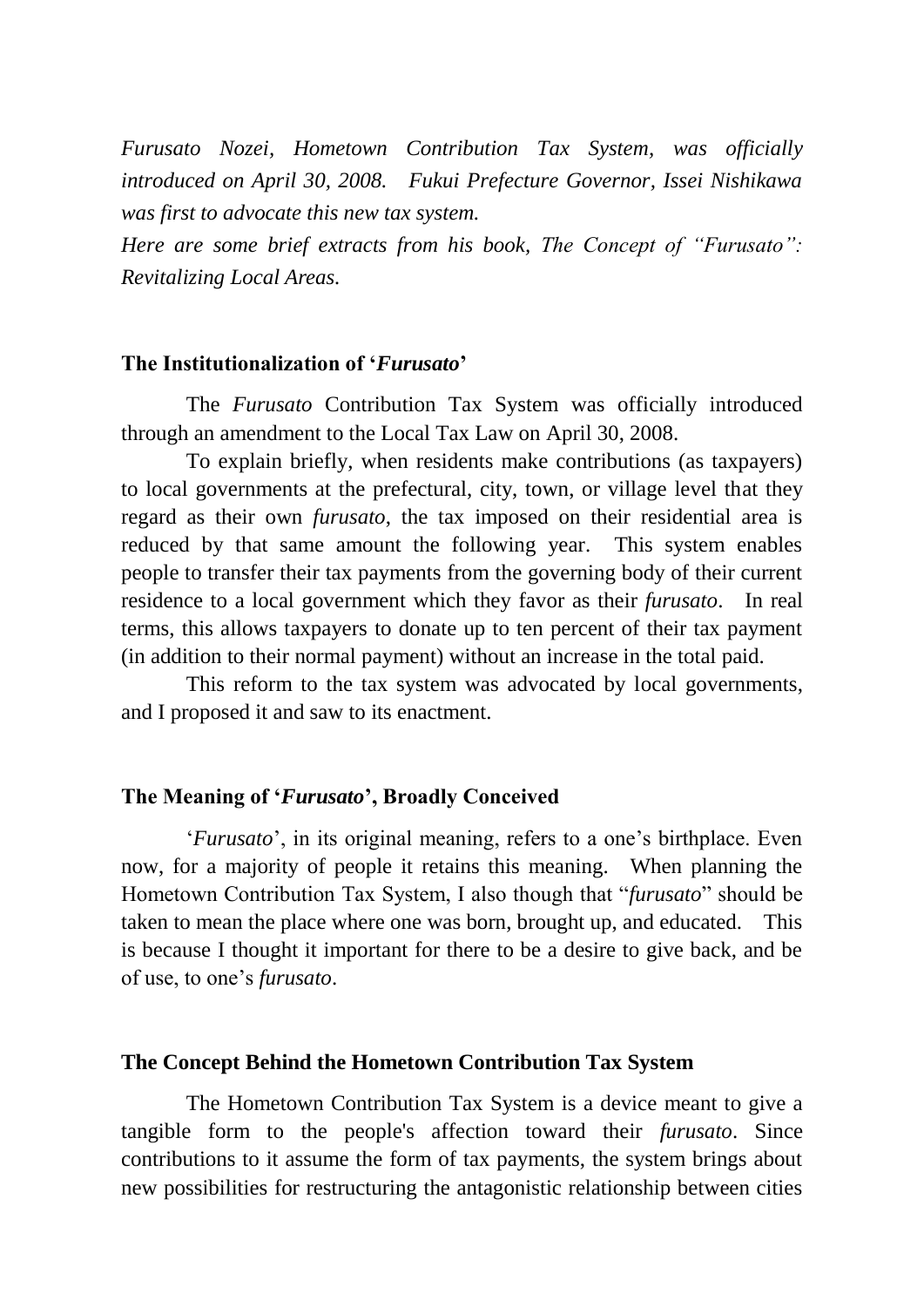*Furusato Nozei, Hometown Contribution Tax System, was officially introduced on April 30, 2008. Fukui Prefecture Governor, Issei Nishikawa was first to advocate this new tax system.*

*Here are some brief extracts from his book, The Concept of "Furusato": Revitalizing Local Areas.*

## The Institutionalization of '*Furusato*'

The *Furusato* Contribution Tax System was officially introduced through an amendment to the Local Tax Law on April 30, 2008.

To explain briefly, when residents make contributions (as taxpayers) to local governments at the prefectural, city, town, or village level that they regard as their own *furusato*, the tax imposed on their residential area is reduced by that same amount the following year. This system enables people to transfer their tax payments from the governing body of their current residence to a local government which they favor as their *furusato*. In real terms, this allows taxpayers to donate up to ten percent of their tax payment (in addition to their normal payment) without an increase in the total paid.

This reform to the tax system was advocated by local governments, and I proposed it and saw to its enactment.

## The Meaning of '*Furusato*', Broadly Conceived

'*Furusato*', in its original meaning, refers to a one's birthplace. Even now, for a majority of people it retains this meaning. When planning the Hometown Contribution Tax System, I also though that "*furusato*" should be taken to mean the place where one was born, brought up, and educated. This is because I thought it important for there to be a desire to give back, and be of use, to one's *furusato*.

## The Concept Behind the Hometown Contribution Tax System

The Hometown Contribution Tax System is a device meant to give a tangible form to the people's affection toward their *furusato*. Since contributions to it assume the form of tax payments, the system brings about new possibilities for restructuring the antagonistic relationship between cities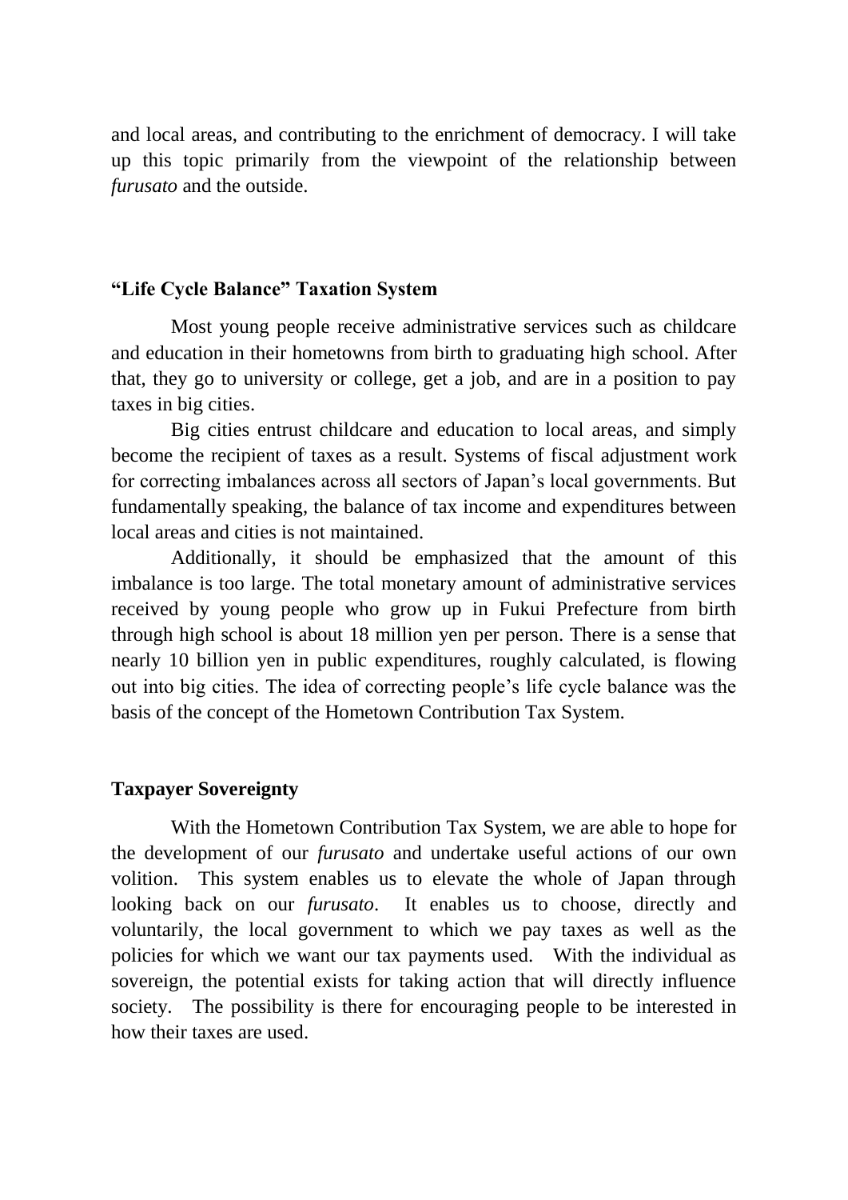and local areas, and contributing to the enrichment of democracy. I will take up this topic primarily from the viewpoint of the relationship between *furusato* and the outside.

### "Life Cycle Balance" Taxation System

Most young people receive administrative services such as childcare and education in their hometowns from birth to graduating high school. After that, they go to university or college, get a job, and are in a position to pay taxes in big cities.

Big cities entrust childcare and education to local areas, and simply become the recipient of taxes as a result. Systems of fiscal adjustment work for correcting imbalances across all sectors of Japan's local governments. But fundamentally speaking, the balance of tax income and expenditures between local areas and cities is not maintained.

Additionally, it should be emphasized that the amount of this imbalance is too large. The total monetary amount of administrative services received by young people who grow up in Fukui Prefecture from birth through high school is about 18 million yen per person. There is a sense that nearly 10 billion yen in public expenditures, roughly calculated, is flowing out into big cities. The idea of correcting people's life cycle balance was the basis of the concept of the Hometown Contribution Tax System.

### Taxpayer Sovereignty

With the Hometown Contribution Tax System, we are able to hope for the development of our *furusato* and undertake useful actions of our own volition. This system enables us to elevate the whole of Japan through looking back on our *furusato*. It enables us to choose, directly and voluntarily, the local government to which we pay taxes as well as the policies for which we want our tax payments used. With the individual as sovereign, the potential exists for taking action that will directly influence society. The possibility is there for encouraging people to be interested in how their taxes are used.